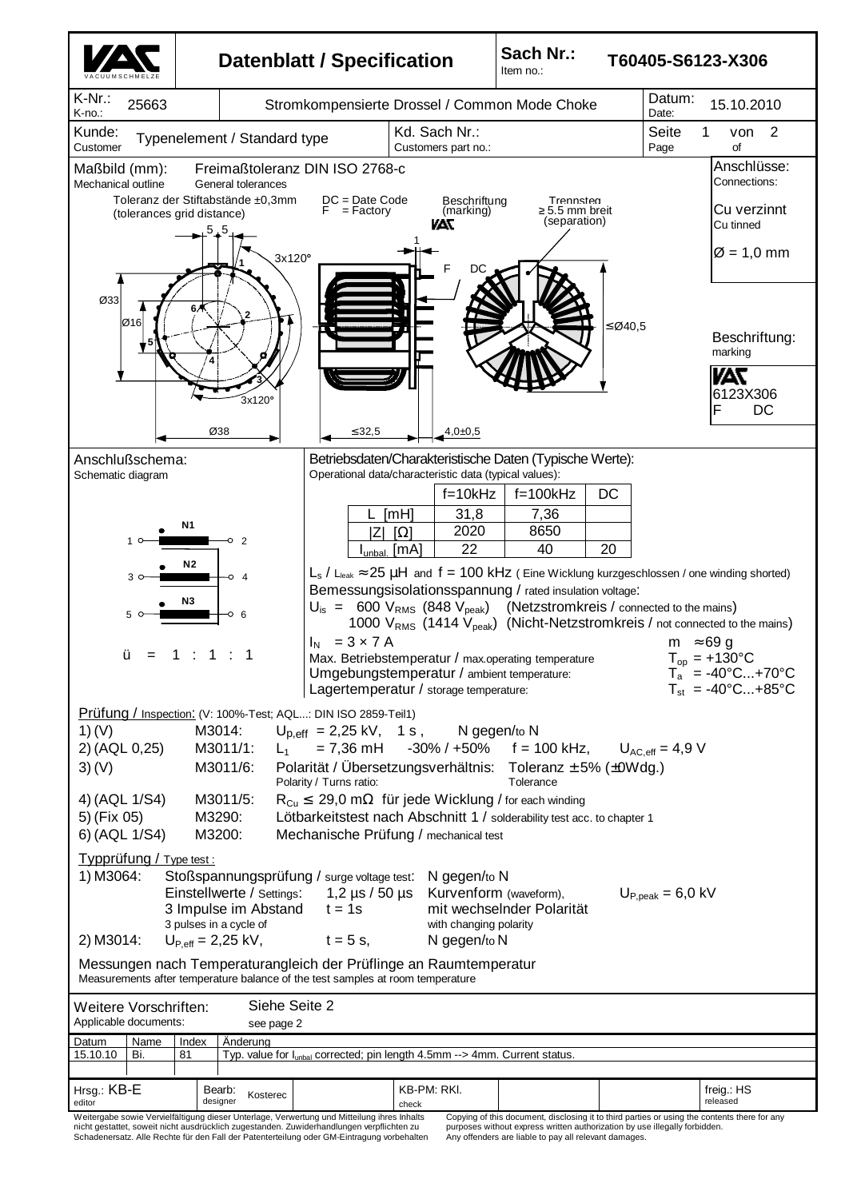# Datenblatt / Specification

**Sach Nr.:** / Item no.: **T60405-S6123-X306**

| K-Nr.: / K-no.: 25663 | Stromkompensierte Drossel / Common Mode Choke | Datum: / Date: 15.10.2010 |
|---|---|---|
| Kunde: / Customer: Typenelement / Standard type | Kd. Sach Nr.: / Customers part no.: | Seite / Page 1 von / of 2 |

## Maßbild (mm): / Mechanical outline

Freimaßtoleranz DIN ISO 2768-c / General tolerances

Toleranz der Stiftabstände ±0,3mm (tolerances grid distance)

DC = Date Code
F = Factory

Beschriftung (marking)

Trennsteg ≥ 5.5 mm breit (separation)

5 5, 3x120°, Ø33, Ø16, 3x120°, Ø38, ≤32,5, 1, 4,0±0,5, ≤Ø40,5

Pins: 1, 2, 3, 4, 5, 6

**Anschlüsse:** / Connections:

Cu verzinnt / Cu tinned

Ø = 1,0 mm

**Beschriftung:** / marking

VAC
6123X306
F DC

## Anschlußschema: / Schematic diagram

N1: 1 – 2
N2: 3 – 4
N3: 5 – 6

ü = 1 : 1 : 1

## Betriebsdaten/Charakteristische Daten (Typische Werte): / Operational data/characteristic data (typical values):

| | f=10kHz | f=100kHz | DC |
|---|---|---|---|
| L [mH] | 31,8 | 7,36 | |
| \|Z\| [Ω] | 2020 | 8650 | |
| $I_{unbal.}$ [mA] | 22 | 40 | 20 |

$L_s$ / $L_{leak}$ ≈ 25 µH and f = 100 kHz ( Eine Wicklung kurzgeschlossen / one winding shorted)

Bemessungsisolationsspannung / rated insulation voltage:

$U_{is}$ = 600 $V_{RMS}$ (848 $V_{peak}$) (Netzstromkreis / connected to the mains)

1000 $V_{RMS}$ (1414 $V_{peak}$) (Nicht-Netzstromkreis / not connected to the mains)

$I_N$ = 3 × 7 A — m ≈ 69 g

Max. Betriebstemperatur / max.operating temperature — $T_{op}$ = +130°C

Umgebungstemperatur / ambient temperature: — $T_a$ = -40°C...+70°C

Lagertemperatur / storage temperature: — $T_{st}$ = -40°C...+85°C

## Prüfung / Inspection: (V: 100%-Test; AQL...: DIN ISO 2859-Teil1)

1) (V) M3014: $U_{p,eff}$ = 2,25 kV, 1 s , N gegen/to N

2) (AQL 0,25) M3011/1: $L_1$ = 7,36 mH -30% / +50% f = 100 kHz, $U_{AC,eff}$ = 4,9 V

3) (V) M3011/6: Polarität / Übersetzungsverhältnis: Polarity / Turns ratio: Toleranz ± 5% (±0Wdg.) Tolerance

4) (AQL 1/S4) M3011/5: $R_{Cu}$ ≤ 29,0 mΩ für jede Wicklung / for each winding

5) (Fix 05) M3290: Lötbarkeitstest nach Abschnitt 1 / solderability test acc. to chapter 1

6) (AQL 1/S4) M3200: Mechanische Prüfung / mechanical test

## Typprüfung / Type test :

1) M3064: Stoßspannungsprüfung / surge voltage test: N gegen/to N
Einstellwerte / Settings: 1,2 µs / 50 µs Kurvenform (waveform), $U_{P,peak}$ = 6,0 kV
3 Impulse im Abstand / 3 pulses in a cycle of t = 1s mit wechselnder Polarität / with changing polarity

2) M3014: $U_{P,eff}$ = 2,25 kV, t = 5 s, N gegen/to N

Messungen nach Temperaturangleich der Prüflinge an Raumtemperatur
Measurements after temperature balance of the test samples at room temperature

Weitere Vorschriften: / Applicable documents: Siehe Seite 2 / see page 2

| Datum | Name | Index | Änderung |
|---|---|---|---|
| 15.10.10 | Bi. | 81 | Typ. value for $I_{unbal}$ corrected; pin length 4.5mm --> 4mm. Current status. |

Hrsg.: KB-E (editor) — Bearb.: Kosterec (designer) — KB-PM: RKl. (check) — freig.: HS (released)

Weitergabe sowie Vervielfältigung dieser Unterlage, Verwertung und Mitteilung ihres Inhalts nicht gestattet, soweit nicht ausdrücklich zugestanden. Zuwiderhandlungen verpflichten zu Schadenersatz. Alle Rechte für den Fall der Patenterteilung oder GM-Eintragung vorbehalten

Copying of this document, disclosing it to third parties or using the contents there for any purposes without express written authorization by use illegally forbidden. Any offenders are liable to pay all relevant damages.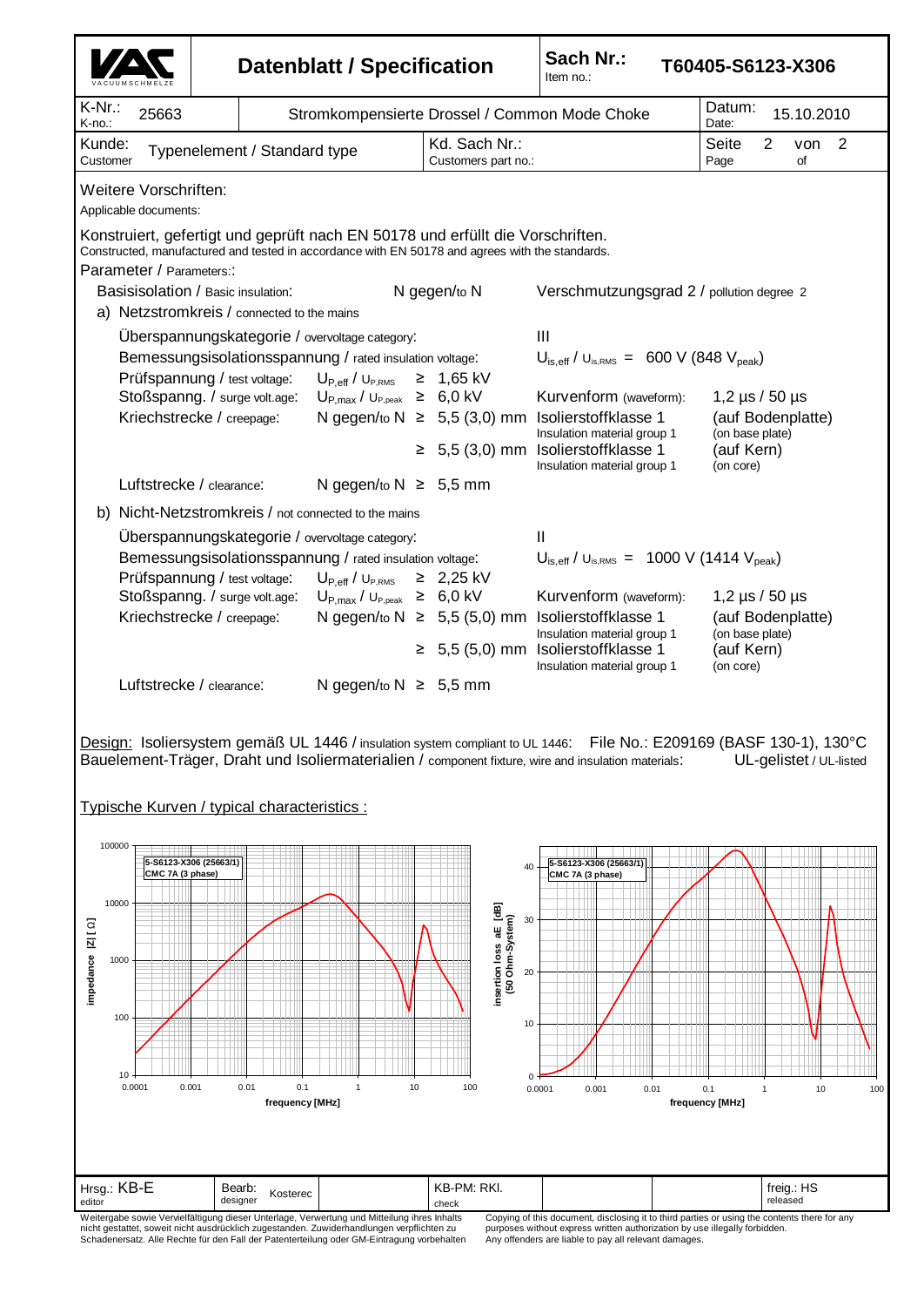| VAC VACUUMSCHMELZE | Datenblatt / Specification | Sach Nr.: Item no.: | T60405-S6123-X306 |
|---|---|---|---|
| K-Nr.: K-no.: 25663 | Stromkompensierte Drossel / Common Mode Choke | Datum: Date: | 15.10.2010 |
| Kunde: Customer — Typenelement / Standard type | Kd. Sach Nr.: Customers part no.: | Seite Page | 2 von of 2 |

Weitere Vorschriften:
Applicable documents:

Konstruiert, gefertigt und geprüft nach EN 50178 und erfüllt die Vorschriften.
Constructed, manufactured and tested in accordance with EN 50178 and agrees with the standards.

Parameter / Parameters::

Basisisolation / Basic insulation: N gegen/to N — Verschmutzungsgrad 2 / pollution degree 2

a) Netzstromkreis / connected to the mains

| | | | |
|---|---|---|---|
| Überspannungskategorie / overvoltage category: | | III | |
| Bemessungsisolationsspannung / rated insulation voltage: | | $U_{is,eff}$ / $U_{is,RMS}$ = 600 V (848 $V_{peak}$) | |
| Prüfspannung / test voltage: | $U_{P,eff}$ / $U_{P,RMS}$ ≥ 1,65 kV | | |
| Stoßspanng. / surge volt.age: | $U_{P,max}$ / $U_{P,peak}$ ≥ 6,0 kV | Kurvenform (waveform): | 1,2 µs / 50 µs |
| Kriechstrecke / creepage: | N gegen/to N ≥ 5,5 (3,0) mm | Isolierstoffklasse 1 Insulation material group 1 | (auf Bodenplatte) (on base plate) |
| | ≥ 5,5 (3,0) mm | Isolierstoffklasse 1 Insulation material group 1 | (auf Kern) (on core) |
| Luftstrecke / clearance: | N gegen/to N ≥ 5,5 mm | | |

b) Nicht-Netzstromkreis / not connected to the mains

| | | | |
|---|---|---|---|
| Überspannungskategorie / overvoltage category: | | II | |
| Bemessungsisolationsspannung / rated insulation voltage: | | $U_{is,eff}$ / $U_{is,RMS}$ = 1000 V (1414 $V_{peak}$) | |
| Prüfspannung / test voltage: | $U_{P,eff}$ / $U_{P,RMS}$ ≥ 2,25 kV | | |
| Stoßspanng. / surge volt.age: | $U_{P,max}$ / $U_{P,peak}$ ≥ 6,0 kV | Kurvenform (waveform): | 1,2 µs / 50 µs |
| Kriechstrecke / creepage: | N gegen/to N ≥ 5,5 (5,0) mm | Isolierstoffklasse 1 Insulation material group 1 | (auf Bodenplatte) (on base plate) |
| | ≥ 5,5 (5,0) mm | Isolierstoffklasse 1 Insulation material group 1 | (auf Kern) (on core) |
| Luftstrecke / clearance: | N gegen/to N ≥ 5,5 mm | | |

Design: Isoliersystem gemäß UL 1446 / insulation system compliant to UL 1446: File No.: E209169 (BASF 130-1), 130°C
Bauelement-Träger, Draht und Isoliermaterialien / component fixture, wire and insulation materials: UL-gelistet / UL-listed

Typische Kurven / typical characteristics :

5-S6123-X306 (25663/1)
CMC 7A (3 phase)
impedance |Z| [ Ω]
100000
10000
1000
100
10
0.0001 0.001 0.01 0.1 1 10 100
frequency [MHz]

5-S6123-X306 (25663/1)
CMC 7A (3 phase)
insertion loss aE [dB] (50 Ohm-System)
40
30
20
10
0
0.0001 0.001 0.01 0.1 1 10 100
frequency [MHz]

| | | | | |
|---|---|---|---|---|
| Hrsg.: KB-E editor | Bearb: designer Kosterec | KB-PM: RKl. check | | freig.: HS released |

Weitergabe sowie Vervielfältigung dieser Unterlage, Verwertung und Mitteilung ihres Inhalts nicht gestattet, soweit nicht ausdrücklich zugestanden. Zuwiderhandlungen verpflichten zu Schadenersatz. Alle Rechte für den Fall der Patenterteilung oder GM-Eintragung vorbehalten

Copying of this document, disclosing it to third parties or using the contents there for any purposes without express written authorization by use illegally forbidden. Any offenders are liable to pay all relevant damages.